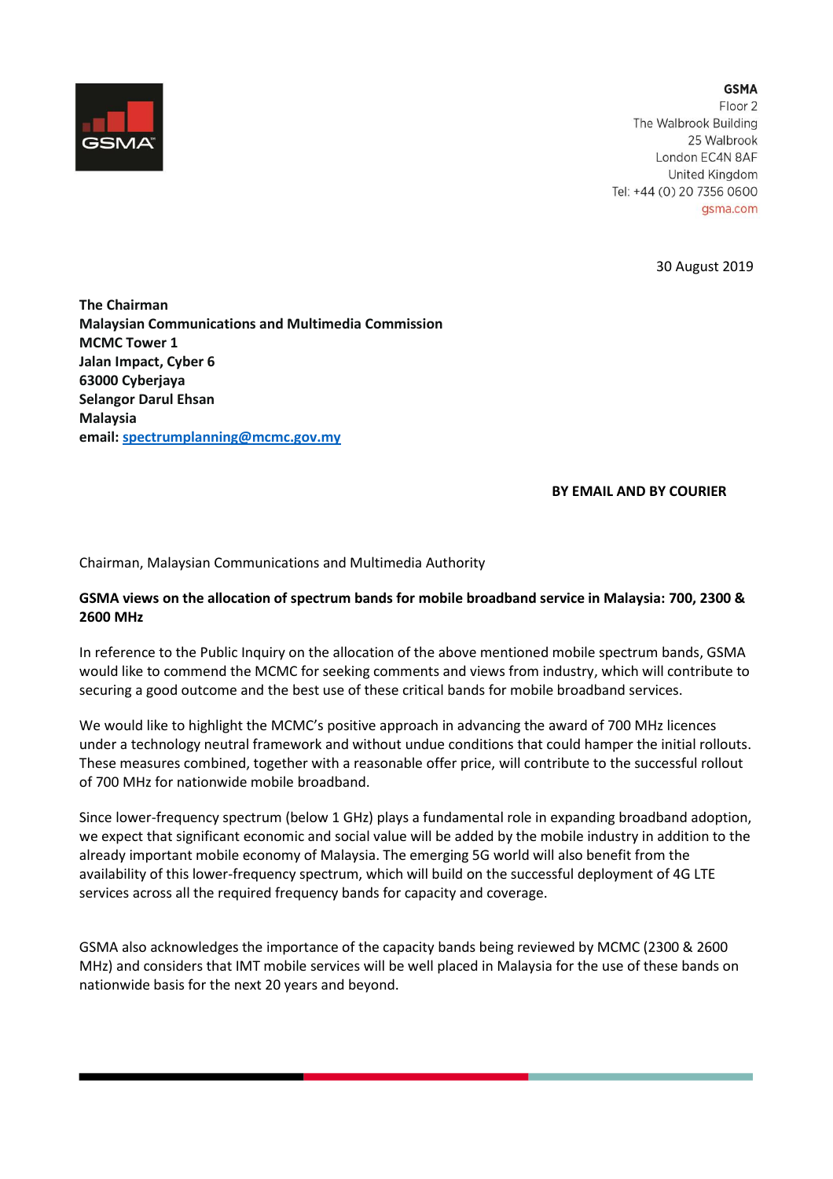**GSMA**
Floor 2
The Walbrook Building
25 Walbrook
London EC4N 8AF
United Kingdom
Tel: +44 (0) 20 7356 0600
gsma.com

30 August 2019

**The Chairman**
**Malaysian Communications and Multimedia Commission**
**MCMC Tower 1**
**Jalan Impact, Cyber 6**
**63000 Cyberjaya**
**Selangor Darul Ehsan**
**Malaysia**
**email: spectrumplanning@mcmc.gov.my**

**BY EMAIL AND BY COURIER**

Chairman, Malaysian Communications and Multimedia Authority

**GSMA views on the allocation of spectrum bands for mobile broadband service in Malaysia: 700, 2300 & 2600 MHz**

In reference to the Public Inquiry on the allocation of the above mentioned mobile spectrum bands, GSMA would like to commend the MCMC for seeking comments and views from industry, which will contribute to securing a good outcome and the best use of these critical bands for mobile broadband services.

We would like to highlight the MCMC's positive approach in advancing the award of 700 MHz licences under a technology neutral framework and without undue conditions that could hamper the initial rollouts. These measures combined, together with a reasonable offer price, will contribute to the successful rollout of 700 MHz for nationwide mobile broadband.

Since lower-frequency spectrum (below 1 GHz) plays a fundamental role in expanding broadband adoption, we expect that significant economic and social value will be added by the mobile industry in addition to the already important mobile economy of Malaysia. The emerging 5G world will also benefit from the availability of this lower-frequency spectrum, which will build on the successful deployment of 4G LTE services across all the required frequency bands for capacity and coverage.

GSMA also acknowledges the importance of the capacity bands being reviewed by MCMC (2300 & 2600 MHz) and considers that IMT mobile services will be well placed in Malaysia for the use of these bands on nationwide basis for the next 20 years and beyond.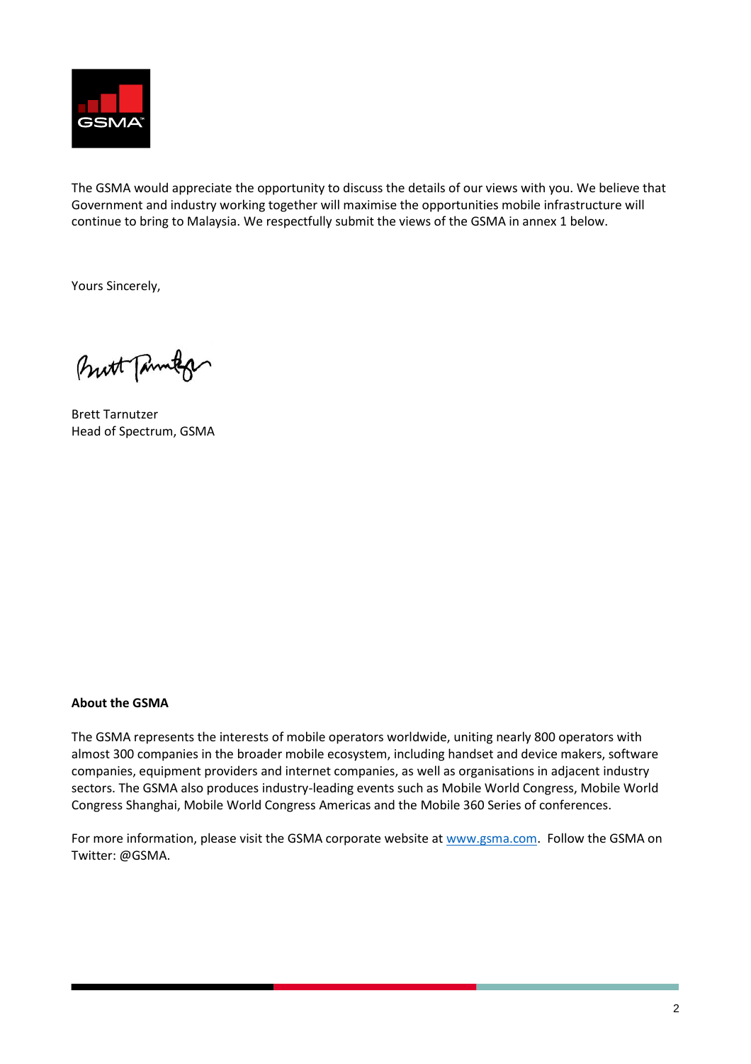The GSMA would appreciate the opportunity to discuss the details of our views with you. We believe that Government and industry working together will maximise the opportunities mobile infrastructure will continue to bring to Malaysia. We respectfully submit the views of the GSMA in annex 1 below.

Yours Sincerely,

Brett Tarnutzer
Head of Spectrum, GSMA

**About the GSMA**

The GSMA represents the interests of mobile operators worldwide, uniting nearly 800 operators with almost 300 companies in the broader mobile ecosystem, including handset and device makers, software companies, equipment providers and internet companies, as well as organisations in adjacent industry sectors. The GSMA also produces industry-leading events such as Mobile World Congress, Mobile World Congress Shanghai, Mobile World Congress Americas and the Mobile 360 Series of conferences.

For more information, please visit the GSMA corporate website at [www.gsma.com](http://www.gsma.com). Follow the GSMA on Twitter: @GSMA.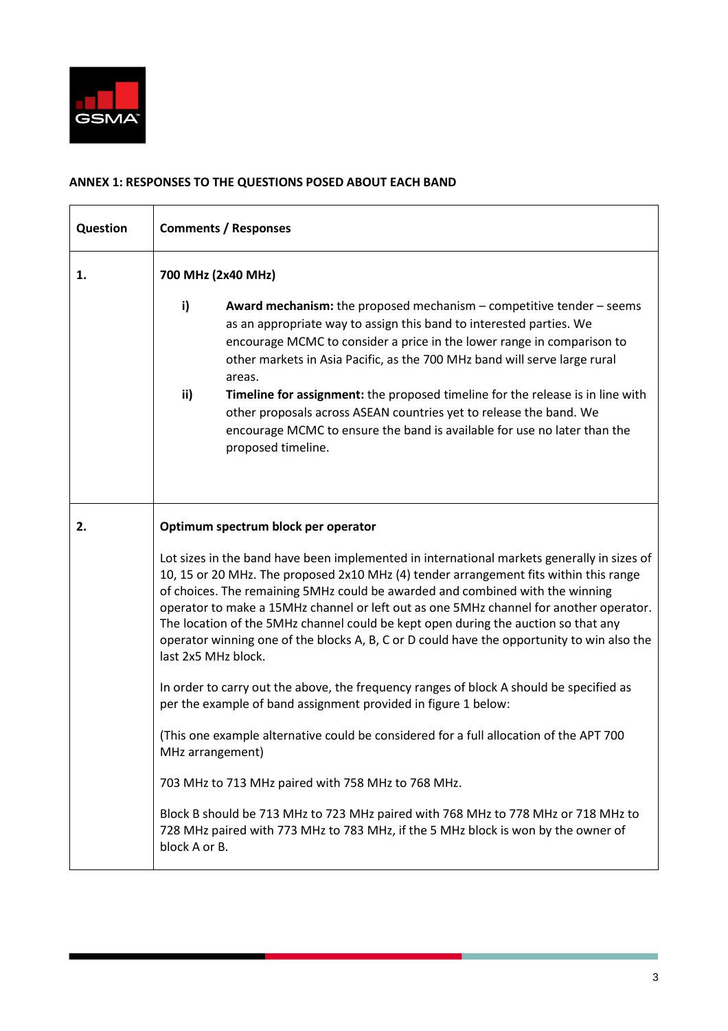## ANNEX 1: RESPONSES TO THE QUESTIONS POSED ABOUT EACH BAND

| Question | Comments / Responses |
|---|---|
| **1.** | **700 MHz (2x40 MHz)**<br><br>**i)** **Award mechanism:** the proposed mechanism – competitive tender – seems as an appropriate way to assign this band to interested parties. We encourage MCMC to consider a price in the lower range in comparison to other markets in Asia Pacific, as the 700 MHz band will serve large rural areas.<br>**ii)** **Timeline for assignment:** the proposed timeline for the release is in line with other proposals across ASEAN countries yet to release the band. We encourage MCMC to ensure the band is available for use no later than the proposed timeline. |
| **2.** | **Optimum spectrum block per operator**<br><br>Lot sizes in the band have been implemented in international markets generally in sizes of 10, 15 or 20 MHz. The proposed 2x10 MHz (4) tender arrangement fits within this range of choices. The remaining 5MHz could be awarded and combined with the winning operator to make a 15MHz channel or left out as one 5MHz channel for another operator. The location of the 5MHz channel could be kept open during the auction so that any operator winning one of the blocks A, B, C or D could have the opportunity to win also the last 2x5 MHz block.<br><br>In order to carry out the above, the frequency ranges of block A should be specified as per the example of band assignment provided in figure 1 below:<br><br>(This one example alternative could be considered for a full allocation of the APT 700 MHz arrangement)<br><br>703 MHz to 713 MHz paired with 758 MHz to 768 MHz.<br><br>Block B should be 713 MHz to 723 MHz paired with 768 MHz to 778 MHz or 718 MHz to 728 MHz paired with 773 MHz to 783 MHz, if the 5 MHz block is won by the owner of block A or B. |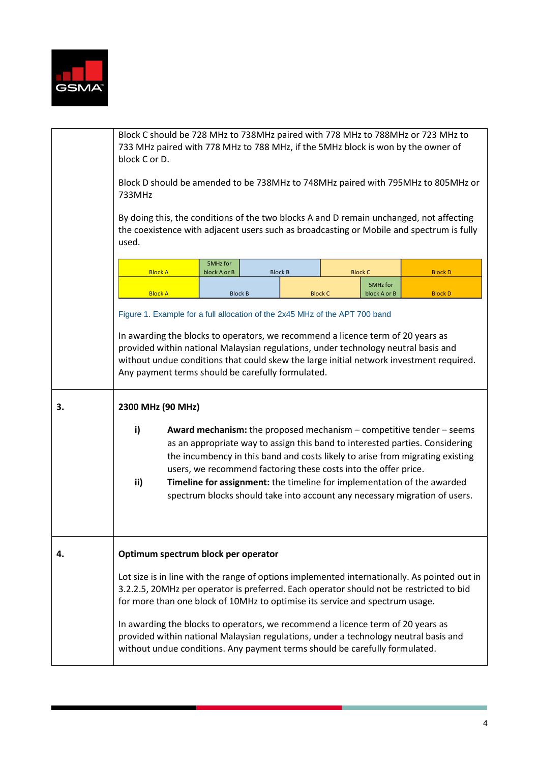| | |
|---|---|
| | Block C should be 728 MHz to 738MHz paired with 778 MHz to 788MHz or 723 MHz to 733 MHz paired with 778 MHz to 788 MHz, if the 5MHz block is won by the owner of block C or D.<br><br>Block D should be amended to be 738MHz to 748MHz paired with 795MHz to 805MHz or 733MHz<br><br>By doing this, the conditions of the two blocks A and D remain unchanged, not affecting the coexistence with adjacent users such as broadcasting or Mobile and spectrum is fully used. |

| Block A | 5MHz for block A or B | Block B | Block C | Block D |
|---|---|---|---|---|
| Block A | Block B | Block C | 5MHz for block A or B | Block D |

Figure 1. Example for a full allocation of the 2x45 MHz of the APT 700 band

In awarding the blocks to operators, we recommend a licence term of 20 years as provided within national Malaysian regulations, under technology neutral basis and without undue conditions that could skew the large initial network investment required. Any payment terms should be carefully formulated.

| | |
|---|---|
| **3.** | **2300 MHz (90 MHz)**<br><br>**i)** **Award mechanism:** the proposed mechanism – competitive tender – seems as an appropriate way to assign this band to interested parties. Considering the incumbency in this band and costs likely to arise from migrating existing users, we recommend factoring these costs into the offer price.<br><br>**ii)** **Timeline for assignment:** the timeline for implementation of the awarded spectrum blocks should take into account any necessary migration of users. |
| **4.** | **Optimum spectrum block per operator**<br><br>Lot size is in line with the range of options implemented internationally. As pointed out in 3.2.2.5, 20MHz per operator is preferred. Each operator should not be restricted to bid for more than one block of 10MHz to optimise its service and spectrum usage.<br><br>In awarding the blocks to operators, we recommend a licence term of 20 years as provided within national Malaysian regulations, under a technology neutral basis and without undue conditions. Any payment terms should be carefully formulated. |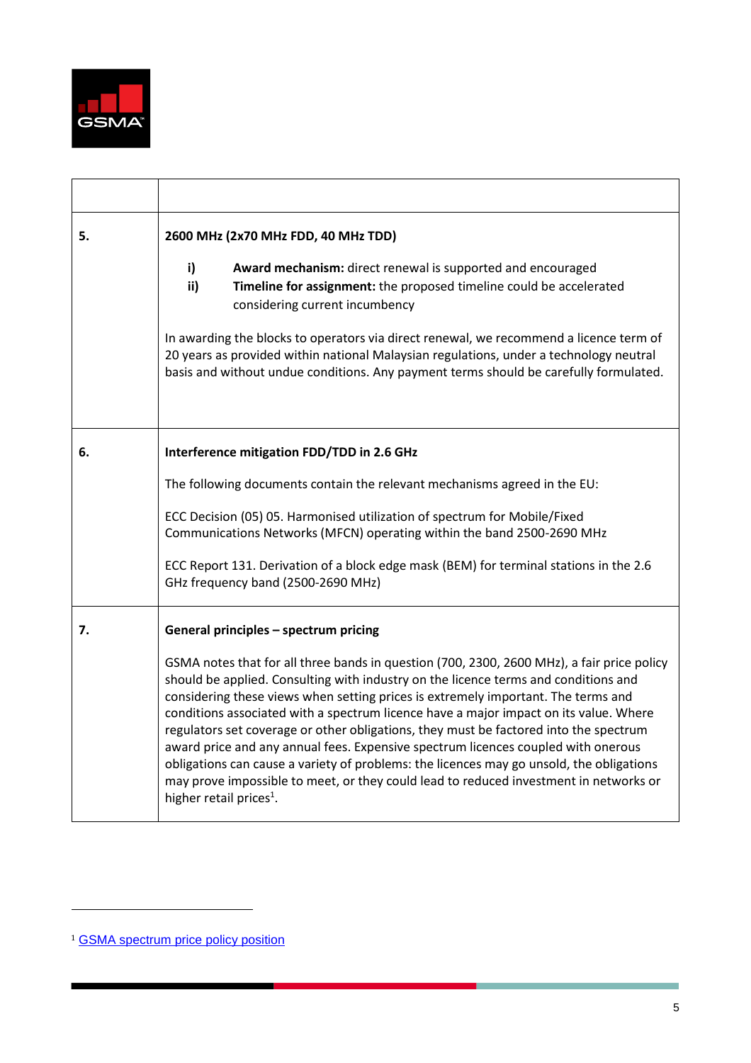| | |
|---|---|
| **5.** | **2600 MHz (2x70 MHz FDD, 40 MHz TDD)**<br><br>**i)** **Award mechanism:** direct renewal is supported and encouraged<br>**ii)** **Timeline for assignment:** the proposed timeline could be accelerated considering current incumbency<br><br>In awarding the blocks to operators via direct renewal, we recommend a licence term of 20 years as provided within national Malaysian regulations, under a technology neutral basis and without undue conditions. Any payment terms should be carefully formulated. |
| **6.** | **Interference mitigation FDD/TDD in 2.6 GHz**<br><br>The following documents contain the relevant mechanisms agreed in the EU:<br><br>ECC Decision (05) 05. Harmonised utilization of spectrum for Mobile/Fixed Communications Networks (MFCN) operating within the band 2500-2690 MHz<br><br>ECC Report 131. Derivation of a block edge mask (BEM) for terminal stations in the 2.6 GHz frequency band (2500-2690 MHz) |
| **7.** | **General principles – spectrum pricing**<br><br>GSMA notes that for all three bands in question (700, 2300, 2600 MHz), a fair price policy should be applied. Consulting with industry on the licence terms and conditions and considering these views when setting prices is extremely important. The terms and conditions associated with a spectrum licence have a major impact on its value. Where regulators set coverage or other obligations, they must be factored into the spectrum award price and any annual fees. Expensive spectrum licences coupled with onerous obligations can cause a variety of problems: the licences may go unsold, the obligations may prove impossible to meet, or they could lead to reduced investment in networks or higher retail prices[1]. |

[1] GSMA spectrum price policy position